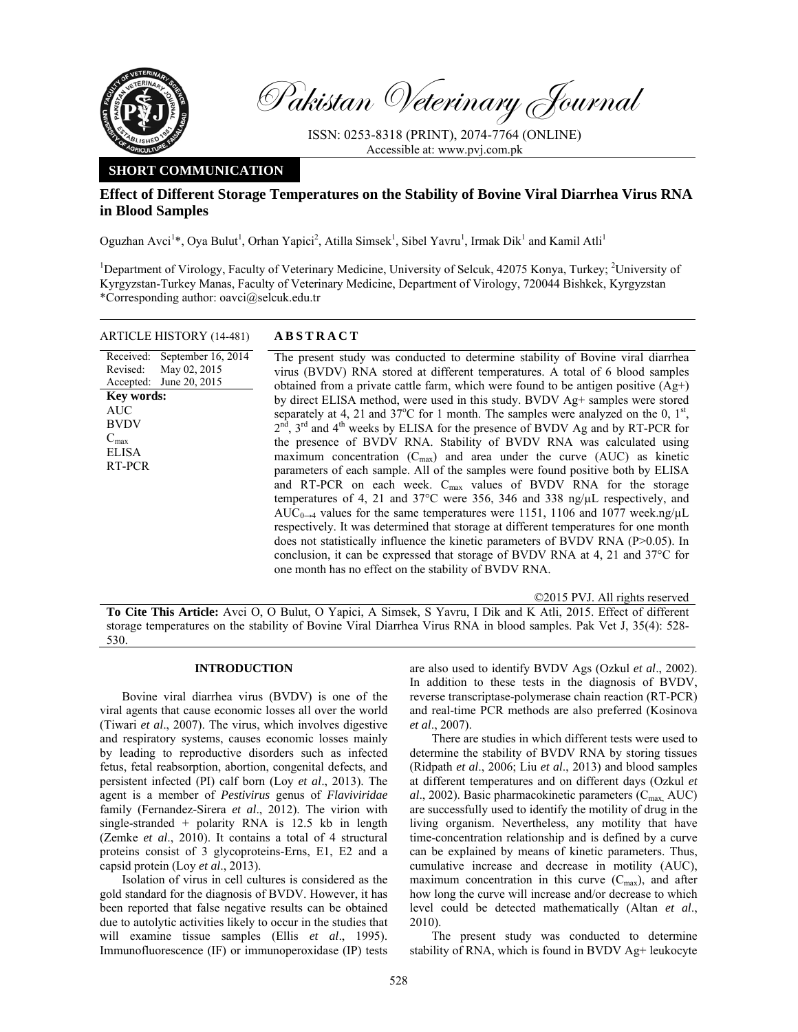Pakistan Veterinary Journal

ISSN: 0253-8318 (PRINT), 2074-7764 (ONLINE)
Accessible at: www.pvj.com.pk

**SHORT COMMUNICATION**

# Effect of Different Storage Temperatures on the Stability of Bovine Viral Diarrhea Virus RNA in Blood Samples

Oguzhan Avci[1]*, Oya Bulut[1], Orhan Yapici[2], Atilla Simsek[1], Sibel Yavru[1], Irmak Dik[1] and Kamil Atli[1]

[1]Department of Virology, Faculty of Veterinary Medicine, University of Selcuk, 42075 Konya, Turkey; [2]University of Kyrgyzstan-Turkey Manas, Faculty of Veterinary Medicine, Department of Virology, 720044 Bishkek, Kyrgyzstan
*Corresponding author: oavci@selcuk.edu.tr

**ARTICLE HISTORY (14-481)**

Received: September 16, 2014
Revised: May 02, 2015
Accepted: June 20, 2015

**Key words:**
AUC
BVDV
$C_{max}$
ELISA
RT-PCR

## ABSTRACT

The present study was conducted to determine stability of Bovine viral diarrhea virus (BVDV) RNA stored at different temperatures. A total of 6 blood samples obtained from a private cattle farm, which were found to be antigen positive (Ag+) by direct ELISA method, were used in this study. BVDV Ag+ samples were stored separately at 4, 21 and 37°C for 1 month. The samples were analyzed on the 0, 1st, 2nd, 3rd and 4th weeks by ELISA for the presence of BVDV Ag and by RT-PCR for the presence of BVDV RNA. Stability of BVDV RNA was calculated using maximum concentration ($C_{max}$) and area under the curve (AUC) as kinetic parameters of each sample. All of the samples were found positive both by ELISA and RT-PCR on each week. $C_{max}$ values of BVDV RNA for the storage temperatures of 4, 21 and 37°C were 356, 346 and 338 ng/µL respectively, and $AUC_{0\rightarrow4}$ values for the same temperatures were 1151, 1106 and 1077 week.ng/µL respectively. It was determined that storage at different temperatures for one month does not statistically influence the kinetic parameters of BVDV RNA ($P>0.05$). In conclusion, it can be expressed that storage of BVDV RNA at 4, 21 and 37°C for one month has no effect on the stability of BVDV RNA.

©2015 PVJ. All rights reserved

**To Cite This Article:** Avci O, O Bulut, O Yapici, A Simsek, S Yavru, I Dik and K Atli, 2015. Effect of different storage temperatures on the stability of Bovine Viral Diarrhea Virus RNA in blood samples. Pak Vet J, 35(4): 528-530.

## INTRODUCTION

Bovine viral diarrhea virus (BVDV) is one of the viral agents that cause economic losses all over the world (Tiwari *et al*., 2007). The virus, which involves digestive and respiratory systems, causes economic losses mainly by leading to reproductive disorders such as infected fetus, fetal reabsorption, abortion, congenital defects, and persistent infected (PI) calf born (Loy *et al*., 2013). The agent is a member of *Pestivirus* genus of *Flaviviridae* family (Fernandez-Sirera *et al*., 2012). The virion with single-stranded + polarity RNA is 12.5 kb in length (Zemke *et al*., 2010). It contains a total of 4 structural proteins consist of 3 glycoproteins-Erns, E1, E2 and a capsid protein (Loy *et al*., 2013).

Isolation of virus in cell cultures is considered as the gold standard for the diagnosis of BVDV. However, it has been reported that false negative results can be obtained due to autolytic activities likely to occur in the studies that will examine tissue samples (Ellis *et al*., 1995). Immunofluorescence (IF) or immunoperoxidase (IP) tests are also used to identify BVDV Ags (Ozkul *et al*., 2002). In addition to these tests in the diagnosis of BVDV, reverse transcriptase-polymerase chain reaction (RT-PCR) and real-time PCR methods are also preferred (Kosinova *et al*., 2007).

There are studies in which different tests were used to determine the stability of BVDV RNA by storing tissues (Ridpath *et al*., 2006; Liu *et al*., 2013) and blood samples at different temperatures and on different days (Ozkul *et al*., 2002). Basic pharmacokinetic parameters ($C_{max}$, AUC) are successfully used to identify the motility of drug in the living organism. Nevertheless, any motility that have time-concentration relationship and is defined by a curve can be explained by means of kinetic parameters. Thus, cumulative increase and decrease in motility (AUC), maximum concentration in this curve ($C_{max}$), and after how long the curve will increase and/or decrease to which level could be detected mathematically (Altan *et al*., 2010).

The present study was conducted to determine stability of RNA, which is found in BVDV Ag+ leukocyte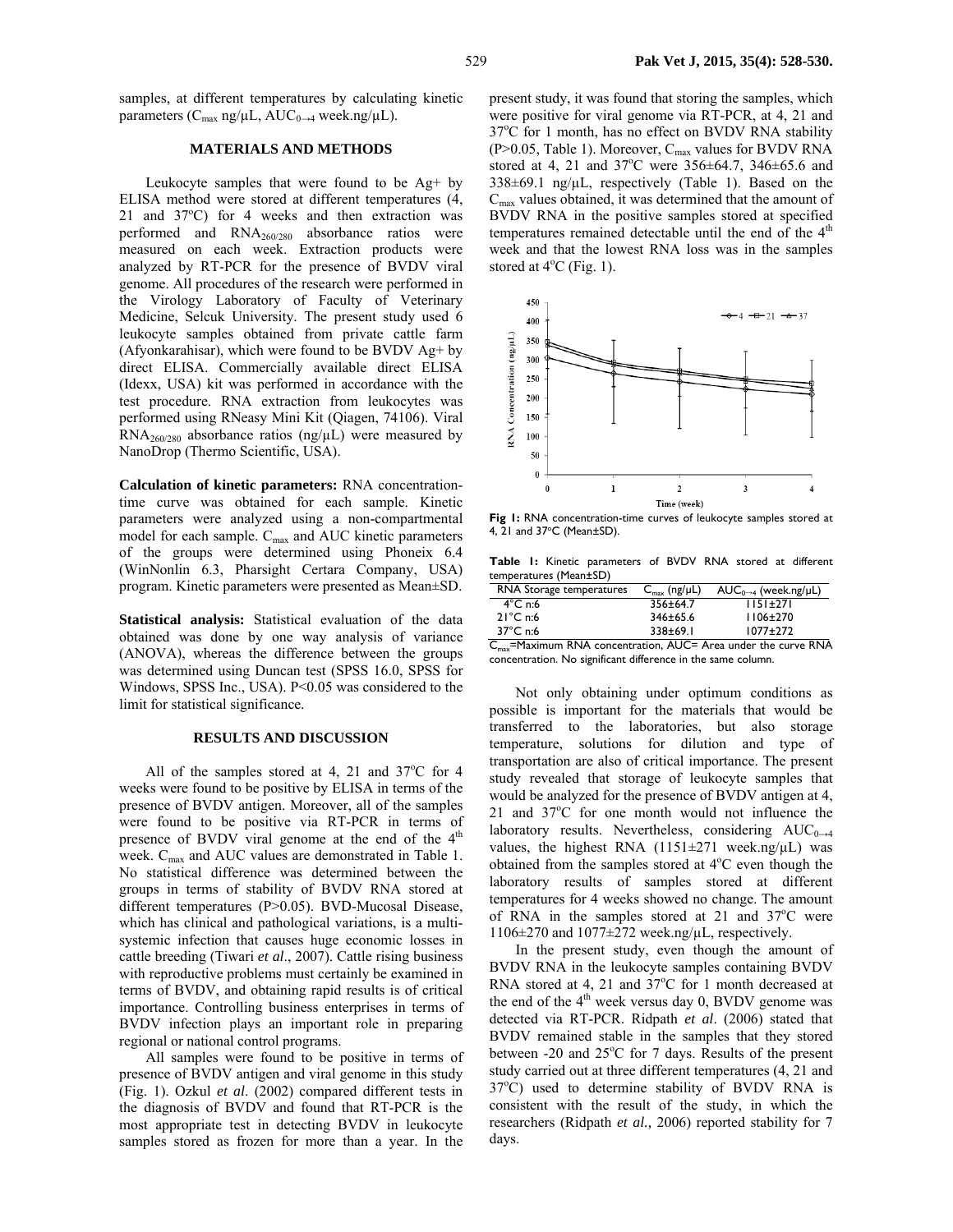samples, at different temperatures by calculating kinetic parameters ($C_{max}$ ng/µL, $AUC_{0\rightarrow4}$ week.ng/µL).

## MATERIALS AND METHODS

Leukocyte samples that were found to be Ag+ by ELISA method were stored at different temperatures (4, 21 and 37°C) for 4 weeks and then extraction was performed and $RNA_{260/280}$ absorbance ratios were measured on each week. Extraction products were analyzed by RT-PCR for the presence of BVDV viral genome. All procedures of the research were performed in the Virology Laboratory of Faculty of Veterinary Medicine, Selcuk University. The present study used 6 leukocyte samples obtained from private cattle farm (Afyonkarahisar), which were found to be BVDV Ag+ by direct ELISA. Commercially available direct ELISA (Idexx, USA) kit was performed in accordance with the test procedure. RNA extraction from leukocytes was performed using RNeasy Mini Kit (Qiagen, 74106). Viral $RNA_{260/280}$ absorbance ratios (ng/µL) were measured by NanoDrop (Thermo Scientific, USA).

**Calculation of kinetic parameters:** RNA concentration-time curve was obtained for each sample. Kinetic parameters were analyzed using a non-compartmental model for each sample. $C_{max}$ and AUC kinetic parameters of the groups were determined using Phoneix 6.4 (WinNonlin 6.3, Pharsight Certara Company, USA) program. Kinetic parameters were presented as Mean±SD.

**Statistical analysis:** Statistical evaluation of the data obtained was done by one way analysis of variance (ANOVA), whereas the difference between the groups was determined using Duncan test (SPSS 16.0, SPSS for Windows, SPSS Inc., USA). $P<0.05$ was considered to the limit for statistical significance.

## RESULTS AND DISCUSSION

All of the samples stored at 4, 21 and 37°C for 4 weeks were found to be positive by ELISA in terms of the presence of BVDV antigen. Moreover, all of the samples were found to be positive via RT-PCR in terms of presence of BVDV viral genome at the end of the 4th week. $C_{max}$ and AUC values are demonstrated in Table 1. No statistical difference was determined between the groups in terms of stability of BVDV RNA stored at different temperatures ($P>0.05$). BVD-Mucosal Disease, which has clinical and pathological variations, is a multi-systemic infection that causes huge economic losses in cattle breeding (Tiwari *et al*., 2007). Cattle rising business with reproductive problems must certainly be examined in terms of BVDV, and obtaining rapid results is of critical importance. Controlling business enterprises in terms of BVDV infection plays an important role in preparing regional or national control programs.

All samples were found to be positive in terms of presence of BVDV antigen and viral genome in this study (Fig. 1). Ozkul *et al*. (2002) compared different tests in the diagnosis of BVDV and found that RT-PCR is the most appropriate test in detecting BVDV in leukocyte samples stored as frozen for more than a year. In the present study, it was found that storing the samples, which were positive for viral genome via RT-PCR, at 4, 21 and 37°C for 1 month, has no effect on BVDV RNA stability ($P>0.05$, Table 1). Moreover, $C_{max}$ values for BVDV RNA stored at 4, 21 and 37°C were 356±64.7, 346±65.6 and 338±69.1 ng/µL, respectively (Table 1). Based on the $C_{max}$ values obtained, it was determined that the amount of BVDV RNA in the positive samples stored at specified temperatures remained detectable until the end of the 4th week and that the lowest RNA loss was in the samples stored at 4°C (Fig. 1).

**Fig 1:** RNA concentration-time curves of leukocyte samples stored at 4, 21 and 37°C (Mean±SD).

**Table 1:** Kinetic parameters of BVDV RNA stored at different temperatures (Mean±SD)

| RNA Storage temperatures | $C_{max}$ (ng/µL) | $AUC_{0\rightarrow4}$ (week.ng/µL) |
|---|---|---|
| 4°C n:6 | 356±64.7 | 1151±271 |
| 21°C n:6 | 346±65.6 | 1106±270 |
| 37°C n:6 | 338±69.1 | 1077±272 |

$C_{max}$=Maximum RNA concentration, AUC= Area under the curve RNA concentration. No significant difference in the same column.

Not only obtaining under optimum conditions as possible is important for the materials that would be transferred to the laboratories, but also storage temperature, solutions for dilution and type of transportation are also of critical importance. The present study revealed that storage of leukocyte samples that would be analyzed for the presence of BVDV antigen at 4, 21 and 37°C for one month would not influence the laboratory results. Nevertheless, considering $AUC_{0\rightarrow4}$ values, the highest RNA (1151±271 week.ng/µL) was obtained from the samples stored at 4°C even though the laboratory results of samples stored at different temperatures for 4 weeks showed no change. The amount of RNA in the samples stored at 21 and 37°C were 1106±270 and 1077±272 week.ng/µL, respectively.

In the present study, even though the amount of BVDV RNA in the leukocyte samples containing BVDV RNA stored at 4, 21 and 37°C for 1 month decreased at the end of the 4th week versus day 0, BVDV genome was detected via RT-PCR. Ridpath *et al*. (2006) stated that BVDV remained stable in the samples that they stored between -20 and 25°C for 7 days. Results of the present study carried out at three different temperatures (4, 21 and 37°C) used to determine stability of BVDV RNA is consistent with the result of the study, in which the researchers (Ridpath *et al.,* 2006) reported stability for 7 days.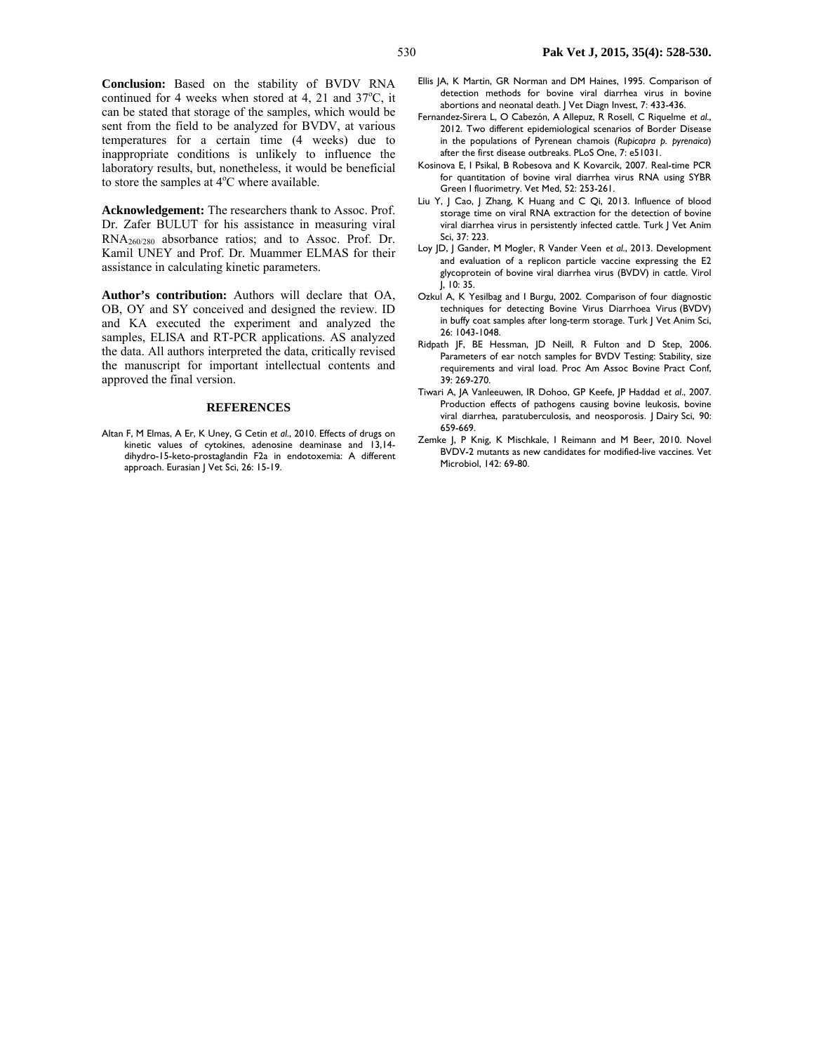**Conclusion:** Based on the stability of BVDV RNA continued for 4 weeks when stored at 4, 21 and 37°C, it can be stated that storage of the samples, which would be sent from the field to be analyzed for BVDV, at various temperatures for a certain time (4 weeks) due to inappropriate conditions is unlikely to influence the laboratory results, but, nonetheless, it would be beneficial to store the samples at 4°C where available.

**Acknowledgement:** The researchers thank to Assoc. Prof. Dr. Zafer BULUT for his assistance in measuring viral $RNA_{260/280}$ absorbance ratios; and to Assoc. Prof. Dr. Kamil UNEY and Prof. Dr. Muammer ELMAS for their assistance in calculating kinetic parameters.

**Author's contribution:** Authors will declare that OA, OB, OY and SY conceived and designed the review. ID and KA executed the experiment and analyzed the samples, ELISA and RT-PCR applications. AS analyzed the data. All authors interpreted the data, critically revised the manuscript for important intellectual contents and approved the final version.

## REFERENCES

Altan F, M Elmas, A Er, K Uney, G Cetin *et al.*, 2010. Effects of drugs on kinetic values of cytokines, adenosine deaminase and 13,14-dihydro-15-keto-prostaglandin F2a in endotoxemia: A different approach. Eurasian J Vet Sci, 26: 15-19.

Ellis JA, K Martin, GR Norman and DM Haines, 1995. Comparison of detection methods for bovine viral diarrhea virus in bovine abortions and neonatal death. J Vet Diagn Invest, 7: 433-436.

Fernandez-Sirera L, O Cabezón, A Allepuz, R Rosell, C Riquelme *et al.*, 2012. Two different epidemiological scenarios of Border Disease in the populations of Pyrenean chamois (*Rupicapra p. pyrenaica*) after the first disease outbreaks. PLoS One, 7: e51031.

Kosinova E, I Psikal, B Robesova and K Kovarcik, 2007. Real-time PCR for quantitation of bovine viral diarrhea virus RNA using SYBR Green I fluorimetry. Vet Med, 52: 253-261.

Liu Y, J Cao, J Zhang, K Huang and C Qi, 2013. Influence of blood storage time on viral RNA extraction for the detection of bovine viral diarrhea virus in persistently infected cattle. Turk J Vet Anim Sci, 37: 223.

Loy JD, J Gander, M Mogler, R Vander Veen *et al.*, 2013. Development and evaluation of a replicon particle vaccine expressing the E2 glycoprotein of bovine viral diarrhea virus (BVDV) in cattle. Virol J, 10: 35.

Ozkul A, K Yesilbag and I Burgu, 2002. Comparison of four diagnostic techniques for detecting Bovine Virus Diarrhoea Virus (BVDV) in buffy coat samples after long-term storage. Turk J Vet Anim Sci, 26: 1043-1048.

Ridpath JF, BE Hessman, JD Neill, R Fulton and D Step, 2006. Parameters of ear notch samples for BVDV Testing: Stability, size requirements and viral load. Proc Am Assoc Bovine Pract Conf, 39: 269-270.

Tiwari A, JA Vanleeuwen, IR Dohoo, GP Keefe, JP Haddad *et al.*, 2007. Production effects of pathogens causing bovine leukosis, bovine viral diarrhea, paratuberculosis, and neosporosis. J Dairy Sci, 90: 659-669.

Zemke J, P Knig, K Mischkale, I Reimann and M Beer, 2010. Novel BVDV-2 mutants as new candidates for modified-live vaccines. Vet Microbiol, 142: 69-80.